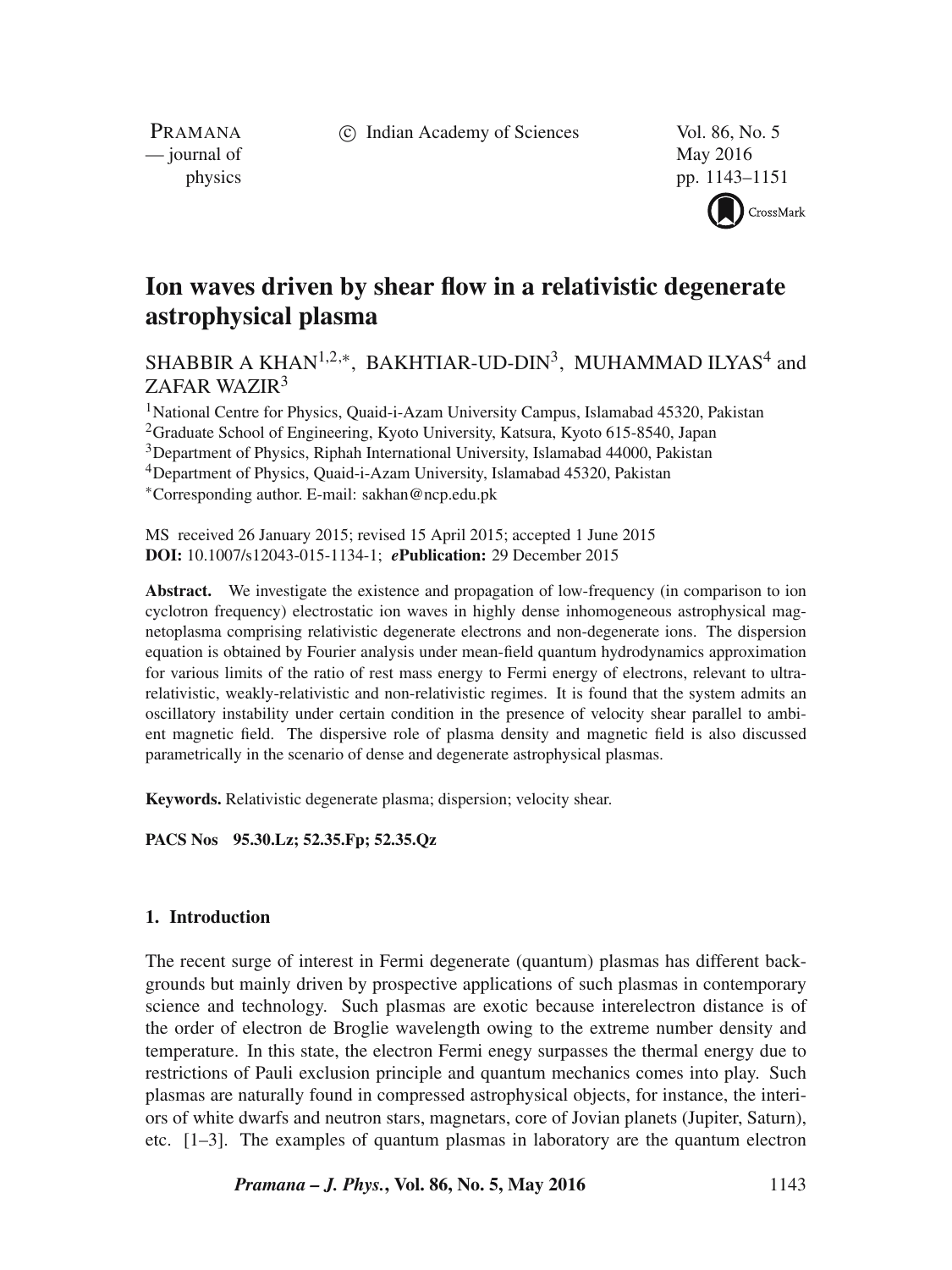# Ion waves driven by shear flow in a relativistic degenerate astrophysical plasma

SHABBIR A KHAN[1,2,*], BAKHTIAR-UD-DIN[3], MUHAMMAD ILYAS[4] and ZAFAR WAZIR[3]

[1]National Centre for Physics, Quaid-i-Azam University Campus, Islamabad 45320, Pakistan
[2]Graduate School of Engineering, Kyoto University, Katsura, Kyoto 615-8540, Japan
[3]Department of Physics, Riphah International University, Islamabad 44000, Pakistan
[4]Department of Physics, Quaid-i-Azam University, Islamabad 45320, Pakistan
[*]Corresponding author. E-mail: sakhan@ncp.edu.pk

MS received 26 January 2015; revised 15 April 2015; accepted 1 June 2015
**DOI:** 10.1007/s12043-015-1134-1; ***e*Publication:** 29 December 2015

**Abstract.** We investigate the existence and propagation of low-frequency (in comparison to ion cyclotron frequency) electrostatic ion waves in highly dense inhomogeneous astrophysical magnetoplasma comprising relativistic degenerate electrons and non-degenerate ions. The dispersion equation is obtained by Fourier analysis under mean-field quantum hydrodynamics approximation for various limits of the ratio of rest mass energy to Fermi energy of electrons, relevant to ultra-relativistic, weakly-relativistic and non-relativistic regimes. It is found that the system admits an oscillatory instability under certain condition in the presence of velocity shear parallel to ambient magnetic field. The dispersive role of plasma density and magnetic field is also discussed parametrically in the scenario of dense and degenerate astrophysical plasmas.

**Keywords.** Relativistic degenerate plasma; dispersion; velocity shear.

**PACS Nos** 95.30.Lz; 52.35.Fp; 52.35.Qz

## 1. Introduction

The recent surge of interest in Fermi degenerate (quantum) plasmas has different backgrounds but mainly driven by prospective applications of such plasmas in contemporary science and technology. Such plasmas are exotic because interelectron distance is of the order of electron de Broglie wavelength owing to the extreme number density and temperature. In this state, the electron Fermi enegy surpasses the thermal energy due to restrictions of Pauli exclusion principle and quantum mechanics comes into play. Such plasmas are naturally found in compressed astrophysical objects, for instance, the interiors of white dwarfs and neutron stars, magnetars, core of Jovian planets (Jupiter, Saturn), etc. [1–3]. The examples of quantum plasmas in laboratory are the quantum electron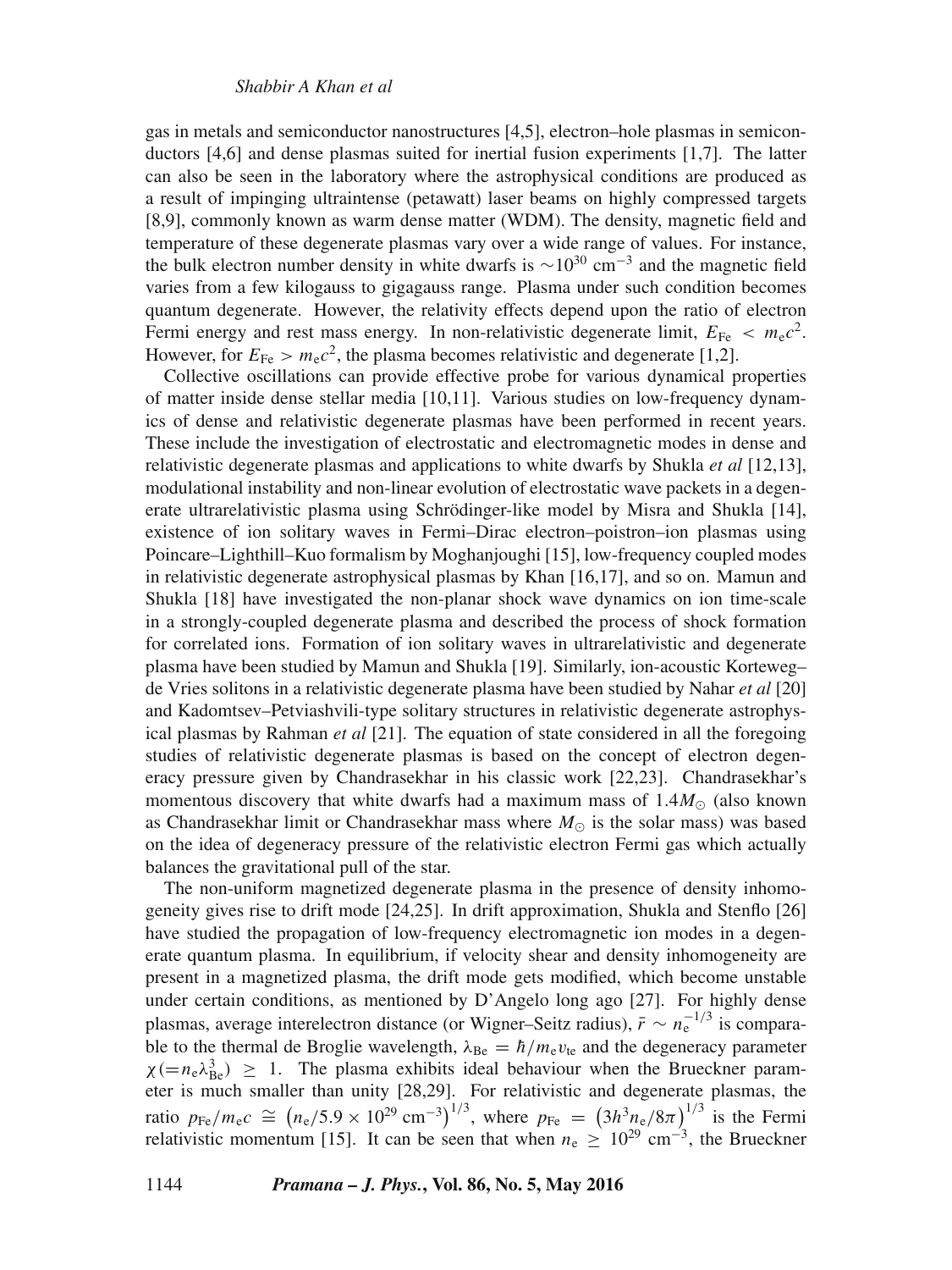gas in metals and semiconductor nanostructures [4,5], electron–hole plasmas in semiconductors [4,6] and dense plasmas suited for inertial fusion experiments [1,7]. The latter can also be seen in the laboratory where the astrophysical conditions are produced as a result of impinging ultraintense (petawatt) laser beams on highly compressed targets [8,9], commonly known as warm dense matter (WDM). The density, magnetic field and temperature of these degenerate plasmas vary over a wide range of values. For instance, the bulk electron number density in white dwarfs is $\sim 10^{30}$ cm$^{-3}$ and the magnetic field varies from a few kilogauss to gigagauss range. Plasma under such condition becomes quantum degenerate. However, the relativity effects depend upon the ratio of electron Fermi energy and rest mass energy. In non-relativistic degenerate limit, $E_{\rm Fe} < m_{\rm e}c^2$. However, for $E_{\rm Fe} > m_{\rm e}c^2$, the plasma becomes relativistic and degenerate [1,2].

Collective oscillations can provide effective probe for various dynamical properties of matter inside dense stellar media [10,11]. Various studies on low-frequency dynamics of dense and relativistic degenerate plasmas have been performed in recent years. These include the investigation of electrostatic and electromagnetic modes in dense and relativistic degenerate plasmas and applications to white dwarfs by Shukla *et al* [12,13], modulational instability and non-linear evolution of electrostatic wave packets in a degenerate ultrarelativistic plasma using Schrödinger-like model by Misra and Shukla [14], existence of ion solitary waves in Fermi–Dirac electron–poistron–ion plasmas using Poincare–Lighthill–Kuo formalism by Moghanjoughi [15], low-frequency coupled modes in relativistic degenerate astrophysical plasmas by Khan [16,17], and so on. Mamun and Shukla [18] have investigated the non-planar shock wave dynamics on ion time-scale in a strongly-coupled degenerate plasma and described the process of shock formation for correlated ions. Formation of ion solitary waves in ultrarelativistic and degenerate plasma have been studied by Mamun and Shukla [19]. Similarly, ion-acoustic Korteweg–de Vries solitons in a relativistic degenerate plasma have been studied by Nahar *et al* [20] and Kadomtsev–Petviashvili-type solitary structures in relativistic degenerate astrophysical plasmas by Rahman *et al* [21]. The equation of state considered in all the foregoing studies of relativistic degenerate plasmas is based on the concept of electron degeneracy pressure given by Chandrasekhar in his classic work [22,23]. Chandrasekhar's momentous discovery that white dwarfs had a maximum mass of $1.4M_{\odot}$ (also known as Chandrasekhar limit or Chandrasekhar mass where $M_{\odot}$ is the solar mass) was based on the idea of degeneracy pressure of the relativistic electron Fermi gas which actually balances the gravitational pull of the star.

The non-uniform magnetized degenerate plasma in the presence of density inhomogeneity gives rise to drift mode [24,25]. In drift approximation, Shukla and Stenflo [26] have studied the propagation of low-frequency electromagnetic ion modes in a degenerate quantum plasma. In equilibrium, if velocity shear and density inhomogeneity are present in a magnetized plasma, the drift mode gets modified, which become unstable under certain conditions, as mentioned by D'Angelo long ago [27]. For highly dense plasmas, average interelectron distance (or Wigner–Seitz radius), $\bar{r} \sim n_{\rm e}^{-1/3}$ is comparable to the thermal de Broglie wavelength, $\lambda_{\rm Be} = \hbar/m_{\rm e}v_{\rm te}$ and the degeneracy parameter $\chi(=n_{\rm e}\lambda_{\rm Be}^3) \geq 1$. The plasma exhibits ideal behaviour when the Brueckner parameter is much smaller than unity [28,29]. For relativistic and degenerate plasmas, the ratio $p_{\rm Fe}/m_{\rm e}c \cong \left(n_{\rm e}/5.9 \times 10^{29}\ {\rm cm}^{-3}\right)^{1/3}$, where $p_{\rm Fe} = \left(3h^3 n_{\rm e}/8\pi\right)^{1/3}$ is the Fermi relativistic momentum [15]. It can be seen that when $n_{\rm e} \geq 10^{29}$ cm$^{-3}$, the Brueckner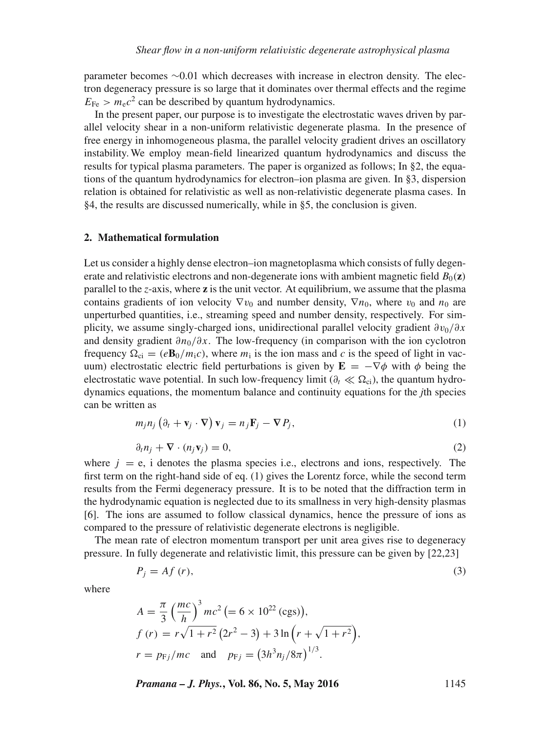parameter becomes $\sim$0.01 which decreases with increase in electron density. The electron degeneracy pressure is so large that it dominates over thermal effects and the regime $E_{\mathrm{Fe}} > m_{\mathrm{e}}c^2$ can be described by quantum hydrodynamics.

In the present paper, our purpose is to investigate the electrostatic waves driven by parallel velocity shear in a non-uniform relativistic degenerate plasma. In the presence of free energy in inhomogeneous plasma, the parallel velocity gradient drives an oscillatory instability. We employ mean-field linearized quantum hydrodynamics and discuss the results for typical plasma parameters. The paper is organized as follows; In §2, the equations of the quantum hydrodynamics for electron–ion plasma are given. In §3, dispersion relation is obtained for relativistic as well as non-relativistic degenerate plasma cases. In §4, the results are discussed numerically, while in §5, the conclusion is given.

## 2. Mathematical formulation

Let us consider a highly dense electron–ion magnetoplasma which consists of fully degenerate and relativistic electrons and non-degenerate ions with ambient magnetic field $B_0(\mathbf{z})$ parallel to the $z$-axis, where $\mathbf{z}$ is the unit vector. At equilibrium, we assume that the plasma contains gradients of ion velocity $\nabla v_0$ and number density, $\nabla n_0$, where $v_0$ and $n_0$ are unperturbed quantities, i.e., streaming speed and number density, respectively. For simplicity, we assume singly-charged ions, unidirectional parallel velocity gradient $\partial v_0/\partial x$ and density gradient $\partial n_0/\partial x$. The low-frequency (in comparison with the ion cyclotron frequency $\Omega_{\mathrm{ci}} = (e\mathbf{B}_0/m_{\mathrm{i}}c)$, where $m_{\mathrm{i}}$ is the ion mass and $c$ is the speed of light in vacuum) electrostatic electric field perturbations is given by $\mathbf{E} = -\nabla\phi$ with $\phi$ being the electrostatic wave potential. In such low-frequency limit ($\partial_t \ll \Omega_{\mathrm{ci}}$), the quantum hydrodynamics equations, the momentum balance and continuity equations for the $j$th species can be written as

$$m_j n_j \left(\partial_t + \mathbf{v}_j \cdot \nabla\right) \mathbf{v}_j = n_j \mathbf{F}_j - \nabla P_j, \tag{1}$$

$$\partial_t n_j + \nabla \cdot (n_j \mathbf{v}_j) = 0, \tag{2}$$

where $j = \mathrm{e, i}$ denotes the plasma species i.e., electrons and ions, respectively. The first term on the right-hand side of eq. (1) gives the Lorentz force, while the second term results from the Fermi degeneracy pressure. It is to be noted that the diffraction term in the hydrodynamic equation is neglected due to its smallness in very high-density plasmas [6]. The ions are assumed to follow classical dynamics, hence the pressure of ions as compared to the pressure of relativistic degenerate electrons is negligible.

The mean rate of electron momentum transport per unit area gives rise to degeneracy pressure. In fully degenerate and relativistic limit, this pressure can be given by [22,23]

$$P_j = Af(r), \tag{3}$$

where

$$A = \frac{\pi}{3}\left(\frac{mc}{h}\right)^3 mc^2 \left(= 6 \times 10^{22}\ (\mathrm{cgs})\right),$$

$$f(r) = r\sqrt{1+r^2}\left(2r^2 - 3\right) + 3\ln\left(r + \sqrt{1+r^2}\right),$$

$$r = p_{\mathrm{F}j}/mc \quad \text{and} \quad p_{\mathrm{F}j} = \left(3h^3 n_j/8\pi\right)^{1/3}.$$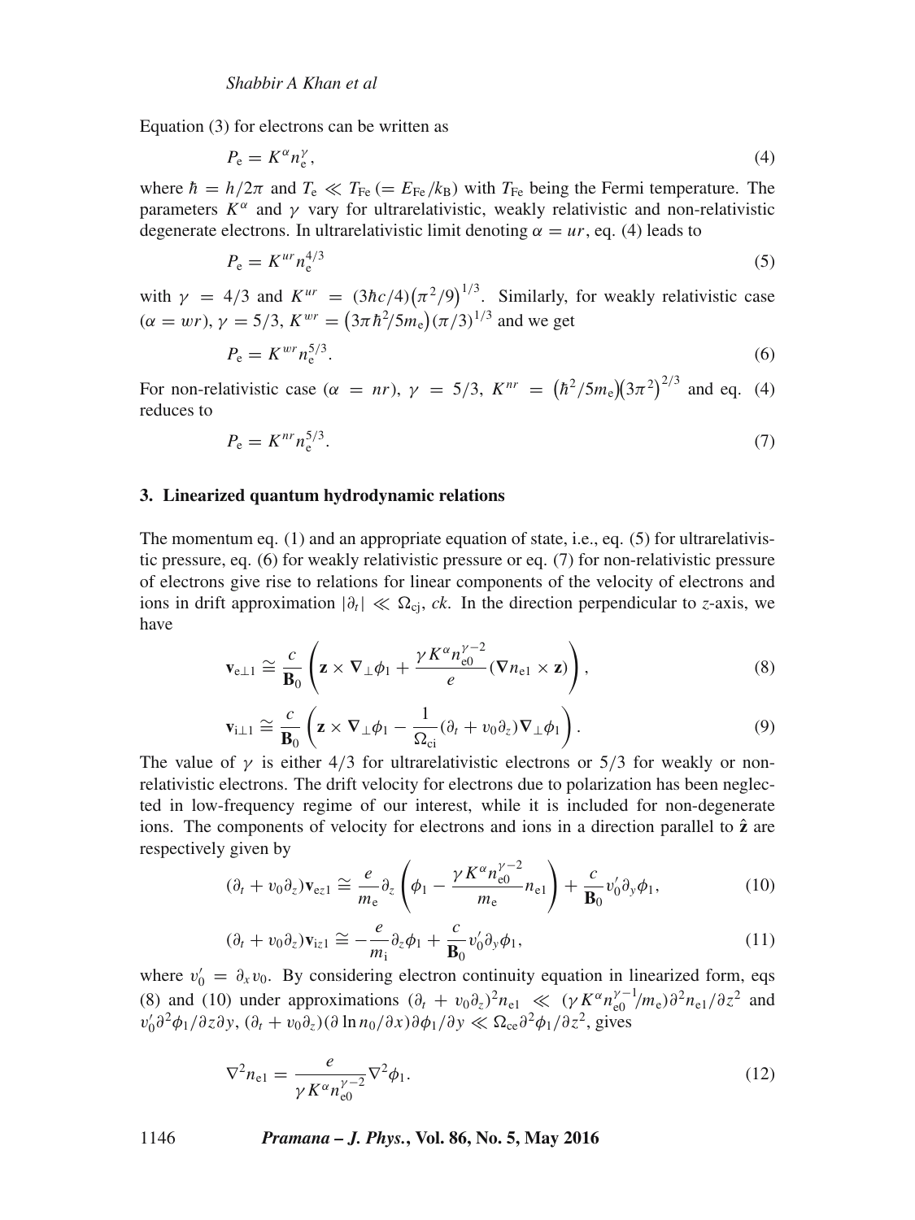Equation (3) for electrons can be written as

$$P_{\rm e} = K^{\alpha} n_{\rm e}^{\gamma}, \tag{4}$$

where $\hbar = h/2\pi$ and $T_{\rm e} \ll T_{\rm Fe}\,(= E_{\rm Fe}/k_{\rm B})$ with $T_{\rm Fe}$ being the Fermi temperature. The parameters $K^{\alpha}$ and $\gamma$ vary for ultrarelativistic, weakly relativistic and non-relativistic degenerate electrons. In ultrarelativistic limit denoting $\alpha = ur$, eq. (4) leads to

$$P_{\rm e} = K^{ur} n_{\rm e}^{4/3} \tag{5}$$

with $\gamma = 4/3$ and $K^{ur} = (3\hbar c/4)\left(\pi^2/9\right)^{1/3}$. Similarly, for weakly relativistic case ($\alpha = wr$), $\gamma = 5/3$, $K^{wr} = \left(3\pi\hbar^2/5m_{\rm e}\right)(\pi/3)^{1/3}$ and we get

$$P_{\rm e} = K^{wr} n_{\rm e}^{5/3}. \tag{6}$$

For non-relativistic case ($\alpha = nr$), $\gamma = 5/3$, $K^{nr} = \left(\hbar^2/5m_{\rm e}\right)\left(3\pi^2\right)^{2/3}$ and eq. (4) reduces to

$$P_{\rm e} = K^{nr} n_{\rm e}^{5/3}. \tag{7}$$

### 3. Linearized quantum hydrodynamic relations

The momentum eq. (1) and an appropriate equation of state, i.e., eq. (5) for ultrarelativistic pressure, eq. (6) for weakly relativistic pressure or eq. (7) for non-relativistic pressure of electrons give rise to relations for linear components of the velocity of electrons and ions in drift approximation $|\partial_t| \ll \Omega_{\rm cj}$, $ck$. In the direction perpendicular to $z$-axis, we have

$$\mathbf{v}_{\rm e\perp 1} \cong \frac{c}{\mathbf{B}_0}\left(\mathbf{z}\times\nabla_{\perp}\phi_1 + \frac{\gamma K^{\alpha} n_{\rm e0}^{\gamma-2}}{e}(\nabla n_{\rm e1}\times\mathbf{z})\right), \tag{8}$$

$$\mathbf{v}_{\rm i\perp 1} \cong \frac{c}{\mathbf{B}_0}\left(\mathbf{z}\times\nabla_{\perp}\phi_1 - \frac{1}{\Omega_{\rm ci}}(\partial_t + v_0\partial_z)\nabla_{\perp}\phi_1\right). \tag{9}$$

The value of $\gamma$ is either $4/3$ for ultrarelativistic electrons or $5/3$ for weakly or non-relativistic electrons. The drift velocity for electrons due to polarization has been neglected in low-frequency regime of our interest, while it is included for non-degenerate ions. The components of velocity for electrons and ions in a direction parallel to $\hat{\mathbf{z}}$ are respectively given by

$$(\partial_t + v_0\partial_z)\mathbf{v}_{{\rm e}z1} \cong \frac{e}{m_{\rm e}}\partial_z\left(\phi_1 - \frac{\gamma K^{\alpha} n_{\rm e0}^{\gamma-2}}{m_{\rm e}} n_{\rm e1}\right) + \frac{c}{\mathbf{B}_0}v_0'\partial_y\phi_1, \tag{10}$$

$$(\partial_t + v_0\partial_z)\mathbf{v}_{{\rm i}z1} \cong -\frac{e}{m_{\rm i}}\partial_z\phi_1 + \frac{c}{\mathbf{B}_0}v_0'\partial_y\phi_1, \tag{11}$$

where $v_0' = \partial_x v_0$. By considering electron continuity equation in linearized form, eqs (8) and (10) under approximations $(\partial_t + v_0\partial_z)^2 n_{\rm e1} \ll (\gamma K^{\alpha} n_{\rm e0}^{\gamma-1}/m_{\rm e})\partial^2 n_{\rm e1}/\partial z^2$ and $v_0'\partial^2\phi_1/\partial z\partial y$, $(\partial_t + v_0\partial_z)(\partial \ln n_0/\partial x)\partial\phi_1/\partial y \ll \Omega_{\rm ce}\partial^2\phi_1/\partial z^2$, gives

$$\nabla^2 n_{\rm e1} = \frac{e}{\gamma K^{\alpha} n_{\rm e0}^{\gamma-2}}\nabla^2\phi_1. \tag{12}$$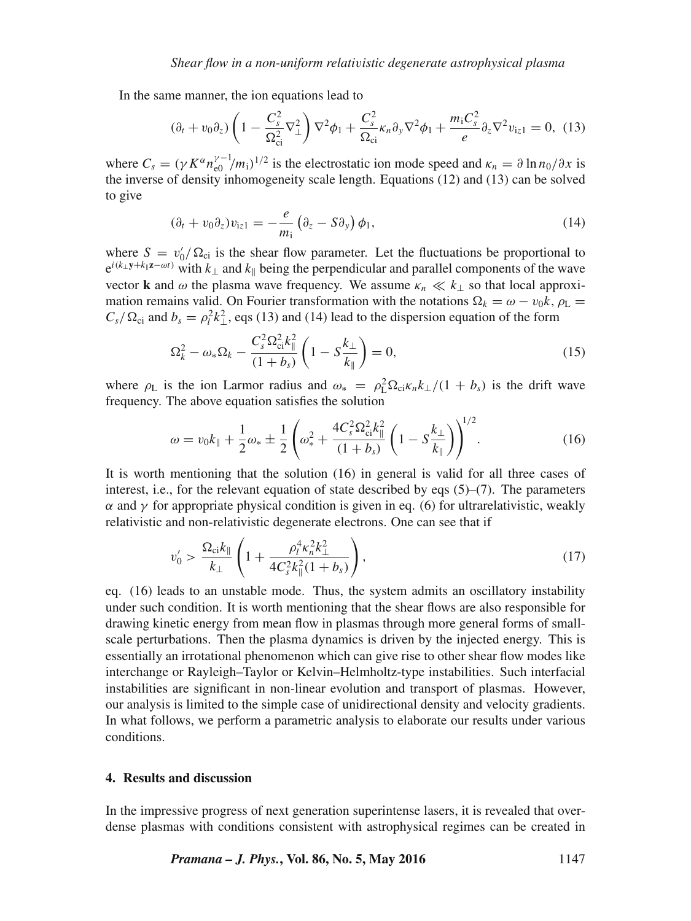In the same manner, the ion equations lead to

$$(\partial_t + v_0\partial_z)\left(1 - \frac{C_s^2}{\Omega_{\rm ci}^2}\nabla_\perp^2\right)\nabla^2\phi_1 + \frac{C_s^2}{\Omega_{\rm ci}}\kappa_n\partial_y\nabla^2\phi_1 + \frac{m_{\rm i}C_s^2}{e}\partial_z\nabla^2 v_{\rm iz1} = 0, \tag{13}$$

where $C_s = (\gamma K^\alpha n_{\rm e0}^{\gamma-1}/m_{\rm i})^{1/2}$ is the electrostatic ion mode speed and $\kappa_n = \partial \ln n_0/\partial x$ is the inverse of density inhomogeneity scale length. Equations (12) and (13) can be solved to give

$$(\partial_t + v_0\partial_z)v_{\rm iz1} = -\frac{e}{m_{\rm i}}\left(\partial_z - S\partial_y\right)\phi_1, \tag{14}$$

where $S = v_0'/\Omega_{\rm ci}$ is the shear flow parameter. Let the fluctuations be proportional to $e^{i(k_\perp \mathbf{y} + k_\parallel \mathbf{z} - \omega t)}$ with $k_\perp$ and $k_\parallel$ being the perpendicular and parallel components of the wave vector $\mathbf{k}$ and $\omega$ the plasma wave frequency. We assume $\kappa_n \ll k_\perp$ so that local approximation remains valid. On Fourier transformation with the notations $\Omega_k = \omega - v_0 k$, $\rho_{\rm L} = C_s/\Omega_{\rm ci}$ and $b_s = \rho_l^2 k_\perp^2$, eqs (13) and (14) lead to the dispersion equation of the form

$$\Omega_k^2 - \omega_*\Omega_k - \frac{C_s^2\Omega_{\rm ci}^2 k_\parallel^2}{(1+b_s)}\left(1 - S\frac{k_\perp}{k_\parallel}\right) = 0, \tag{15}$$

where $\rho_{\rm L}$ is the ion Larmor radius and $\omega_* = \rho_{\rm L}^2\Omega_{\rm ci}\kappa_n k_\perp/(1+b_s)$ is the drift wave frequency. The above equation satisfies the solution

$$\omega = v_0 k_\parallel + \frac{1}{2}\omega_* \pm \frac{1}{2}\left(\omega_*^2 + \frac{4C_s^2\Omega_{\rm ci}^2 k_\parallel^2}{(1+b_s)}\left(1 - S\frac{k_\perp}{k_\parallel}\right)\right)^{1/2}. \tag{16}$$

It is worth mentioning that the solution (16) in general is valid for all three cases of interest, i.e., for the relevant equation of state described by eqs (5)–(7). The parameters $\alpha$ and $\gamma$ for appropriate physical condition is given in eq. (6) for ultrarelativistic, weakly relativistic and non-relativistic degenerate electrons. One can see that if

$$v_0' > \frac{\Omega_{\rm ci}k_\parallel}{k_\perp}\left(1 + \frac{\rho_l^4\kappa_n^2 k_\perp^2}{4C_s^2 k_\parallel^2(1+b_s)}\right), \tag{17}$$

eq. (16) leads to an unstable mode. Thus, the system admits an oscillatory instability under such condition. It is worth mentioning that the shear flows are also responsible for drawing kinetic energy from mean flow in plasmas through more general forms of small-scale perturbations. Then the plasma dynamics is driven by the injected energy. This is essentially an irrotational phenomenon which can give rise to other shear flow modes like interchange or Rayleigh–Taylor or Kelvin–Helmholtz-type instabilities. Such interfacial instabilities are significant in non-linear evolution and transport of plasmas. However, our analysis is limited to the simple case of unidirectional density and velocity gradients. In what follows, we perform a parametric analysis to elaborate our results under various conditions.

## 4. Results and discussion

In the impressive progress of next generation superintense lasers, it is revealed that overdense plasmas with conditions consistent with astrophysical regimes can be created in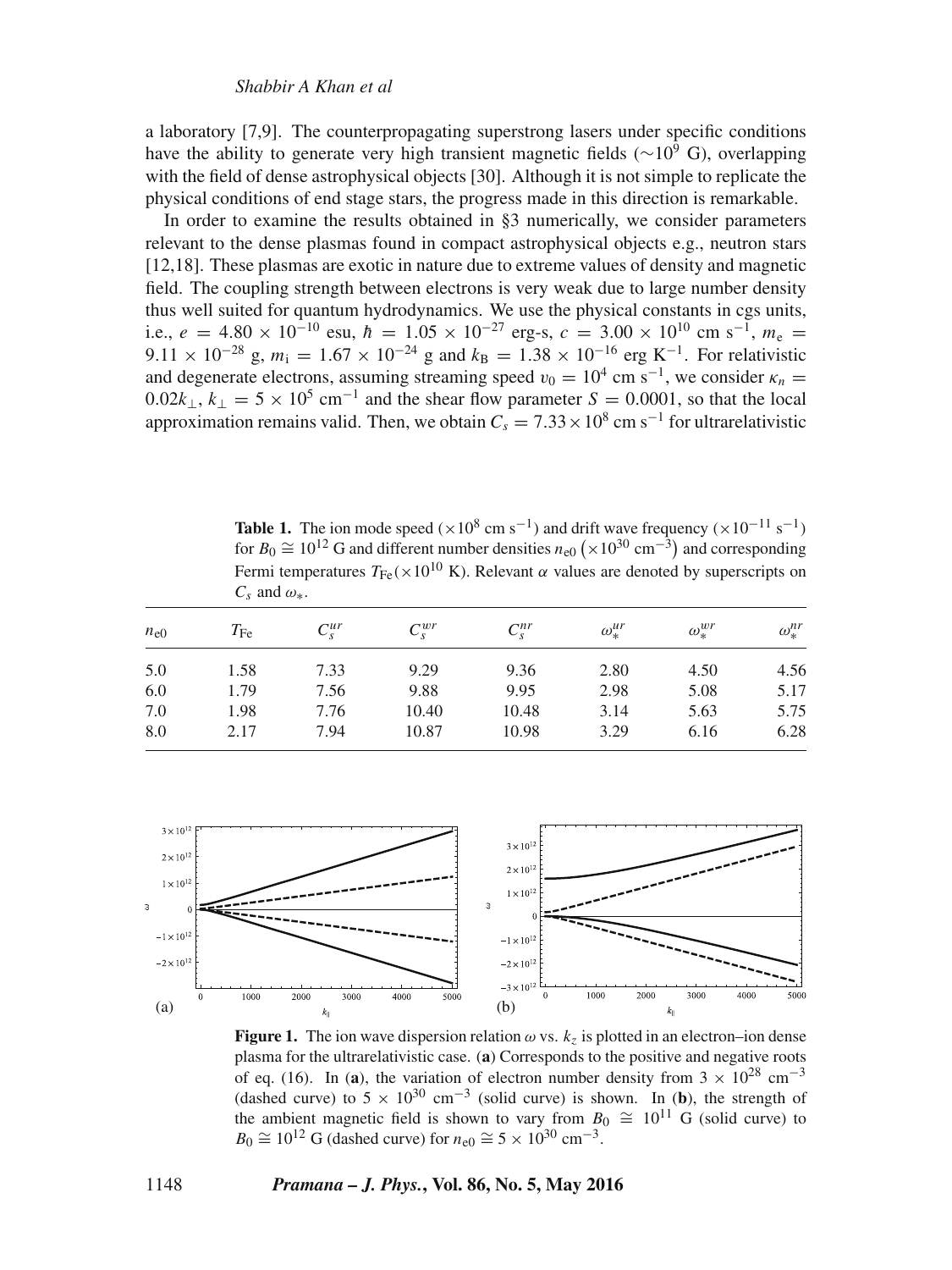a laboratory [7,9]. The counterpropagating superstrong lasers under specific conditions have the ability to generate very high transient magnetic fields ($\sim 10^9$ G), overlapping with the field of dense astrophysical objects [30]. Although it is not simple to replicate the physical conditions of end stage stars, the progress made in this direction is remarkable.

In order to examine the results obtained in §3 numerically, we consider parameters relevant to the dense plasmas found in compact astrophysical objects e.g., neutron stars [12,18]. These plasmas are exotic in nature due to extreme values of density and magnetic field. The coupling strength between electrons is very weak due to large number density thus well suited for quantum hydrodynamics. We use the physical constants in cgs units, i.e., $e = 4.80 \times 10^{-10}$ esu, $\hbar = 1.05 \times 10^{-27}$ erg-s, $c = 3.00 \times 10^{10}$ cm s$^{-1}$, $m_e = 9.11 \times 10^{-28}$ g, $m_i = 1.67 \times 10^{-24}$ g and $k_B = 1.38 \times 10^{-16}$ erg K$^{-1}$. For relativistic and degenerate electrons, assuming streaming speed $v_0 = 10^4$ cm s$^{-1}$, we consider $\kappa_n = 0.02k_\perp$, $k_\perp = 5 \times 10^5$ cm$^{-1}$ and the shear flow parameter $S = 0.0001$, so that the local approximation remains valid. Then, we obtain $C_s = 7.33 \times 10^8$ cm s$^{-1}$ for ultrarelativistic

**Table 1.** The ion mode speed ($\times 10^8$ cm s$^{-1}$) and drift wave frequency ($\times 10^{-11}$ s$^{-1}$) for $B_0 \cong 10^{12}$ G and different number densities $n_{e0}$ ($\times 10^{30}$ cm$^{-3}$) and corresponding Fermi temperatures $T_{\mathrm{Fe}}$($\times 10^{10}$ K). Relevant $\alpha$ values are denoted by superscripts on $C_s$ and $\omega_*$.

| $n_{e0}$ | $T_{\mathrm{Fe}}$ | $C_s^{ur}$ | $C_s^{wr}$ | $C_s^{nr}$ | $\omega_*^{ur}$ | $\omega_*^{wr}$ | $\omega_*^{nr}$ |
|---|---|---|---|---|---|---|---|
| 5.0 | 1.58 | 7.33 | 9.29 | 9.36 | 2.80 | 4.50 | 4.56 |
| 6.0 | 1.79 | 7.56 | 9.88 | 9.95 | 2.98 | 5.08 | 5.17 |
| 7.0 | 1.98 | 7.76 | 10.40 | 10.48 | 3.14 | 5.63 | 5.75 |
| 8.0 | 2.17 | 7.94 | 10.87 | 10.98 | 3.29 | 6.16 | 6.28 |

**Figure 1.** The ion wave dispersion relation $\omega$ vs. $k_z$ is plotted in an electron–ion dense plasma for the ultrarelativistic case. (**a**) Corresponds to the positive and negative roots of eq. (16). In (**a**), the variation of electron number density from $3 \times 10^{28}$ cm$^{-3}$ (dashed curve) to $5 \times 10^{30}$ cm$^{-3}$ (solid curve) is shown. In (**b**), the strength of the ambient magnetic field is shown to vary from $B_0 \cong 10^{11}$ G (solid curve) to $B_0 \cong 10^{12}$ G (dashed curve) for $n_{e0} \cong 5 \times 10^{30}$ cm$^{-3}$.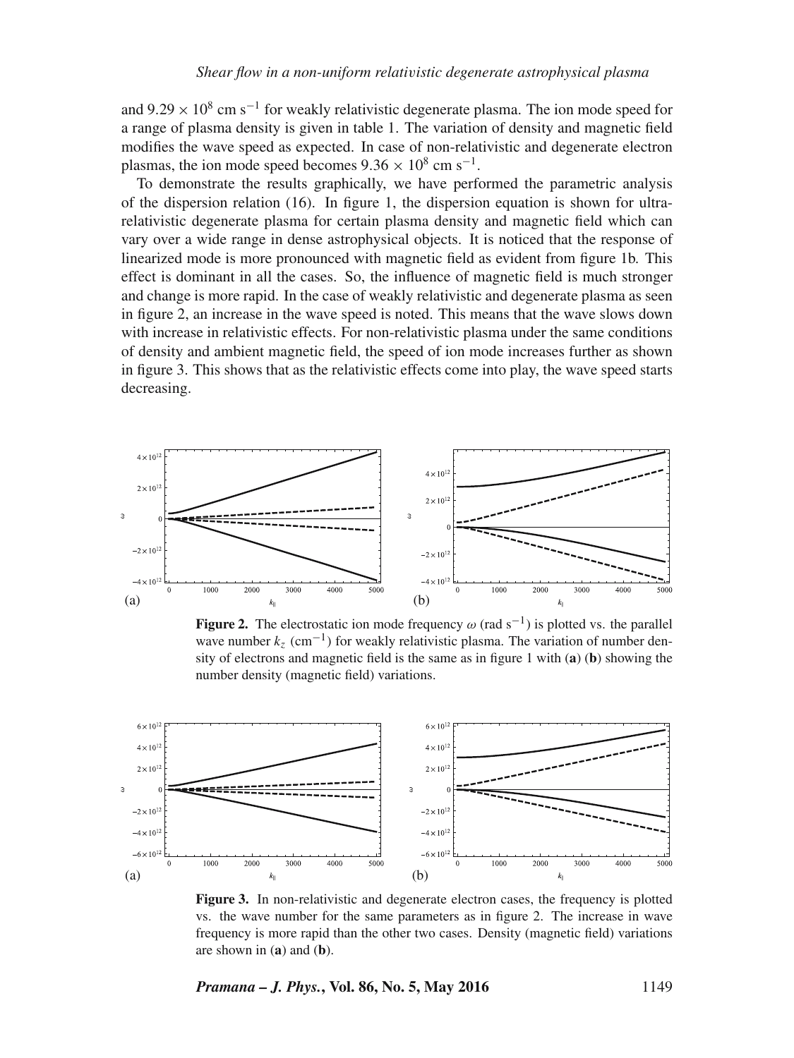and $9.29 \times 10^8$ cm s$^{-1}$ for weakly relativistic degenerate plasma. The ion mode speed for a range of plasma density is given in table 1. The variation of density and magnetic field modifies the wave speed as expected. In case of non-relativistic and degenerate electron plasmas, the ion mode speed becomes $9.36 \times 10^8$ cm s$^{-1}$.

To demonstrate the results graphically, we have performed the parametric analysis of the dispersion relation (16). In figure 1, the dispersion equation is shown for ultra-relativistic degenerate plasma for certain plasma density and magnetic field which can vary over a wide range in dense astrophysical objects. It is noticed that the response of linearized mode is more pronounced with magnetic field as evident from figure 1b. This effect is dominant in all the cases. So, the influence of magnetic field is much stronger and change is more rapid. In the case of weakly relativistic and degenerate plasma as seen in figure 2, an increase in the wave speed is noted. This means that the wave slows down with increase in relativistic effects. For non-relativistic plasma under the same conditions of density and ambient magnetic field, the speed of ion mode increases further as shown in figure 3. This shows that as the relativistic effects come into play, the wave speed starts decreasing.

**Figure 2.** The electrostatic ion mode frequency $\omega$ (rad s$^{-1}$) is plotted vs. the parallel wave number $k_z$ (cm$^{-1}$) for weakly relativistic plasma. The variation of number density of electrons and magnetic field is the same as in figure 1 with (**a**) (**b**) showing the number density (magnetic field) variations.

**Figure 3.** In non-relativistic and degenerate electron cases, the frequency is plotted vs. the wave number for the same parameters as in figure 2. The increase in wave frequency is more rapid than the other two cases. Density (magnetic field) variations are shown in (**a**) and (**b**).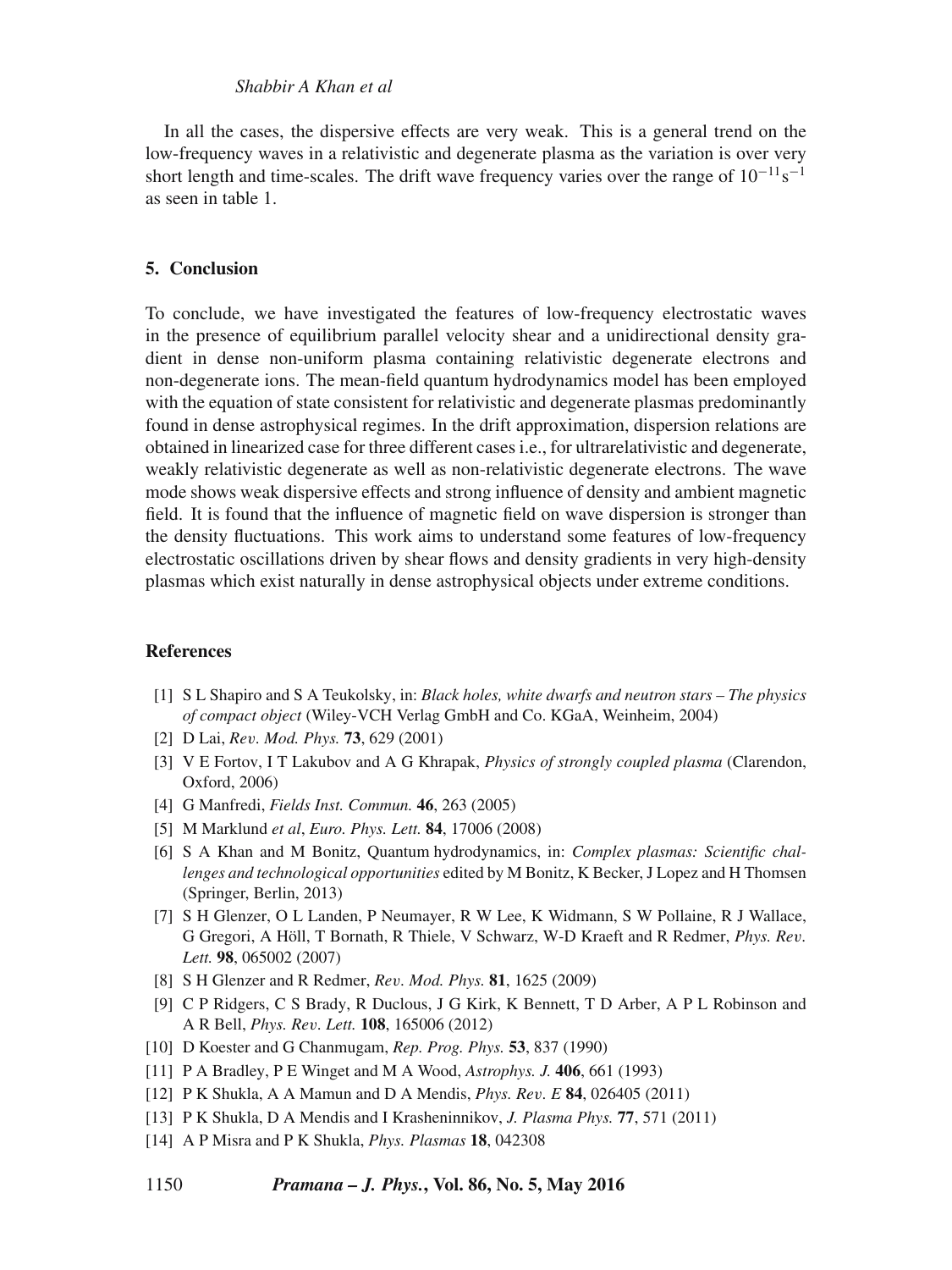In all the cases, the dispersive effects are very weak. This is a general trend on the low-frequency waves in a relativistic and degenerate plasma as the variation is over very short length and time-scales. The drift wave frequency varies over the range of $10^{-11}\,\mathrm{s}^{-1}$ as seen in table 1.

## 5. Conclusion

To conclude, we have investigated the features of low-frequency electrostatic waves in the presence of equilibrium parallel velocity shear and a unidirectional density gradient in dense non-uniform plasma containing relativistic degenerate electrons and non-degenerate ions. The mean-field quantum hydrodynamics model has been employed with the equation of state consistent for relativistic and degenerate plasmas predominantly found in dense astrophysical regimes. In the drift approximation, dispersion relations are obtained in linearized case for three different cases i.e., for ultrarelativistic and degenerate, weakly relativistic degenerate as well as non-relativistic degenerate electrons. The wave mode shows weak dispersive effects and strong influence of density and ambient magnetic field. It is found that the influence of magnetic field on wave dispersion is stronger than the density fluctuations. This work aims to understand some features of low-frequency electrostatic oscillations driven by shear flows and density gradients in very high-density plasmas which exist naturally in dense astrophysical objects under extreme conditions.

## References

[1] S L Shapiro and S A Teukolsky, in: *Black holes, white dwarfs and neutron stars – The physics of compact object* (Wiley-VCH Verlag GmbH and Co. KGaA, Weinheim, 2004)

[2] D Lai, *Rev. Mod. Phys.* **73**, 629 (2001)

[3] V E Fortov, I T Lakubov and A G Khrapak, *Physics of strongly coupled plasma* (Clarendon, Oxford, 2006)

[4] G Manfredi, *Fields Inst. Commun.* **46**, 263 (2005)

[5] M Marklund *et al*, *Euro. Phys. Lett.* **84**, 17006 (2008)

[6] S A Khan and M Bonitz, Quantum hydrodynamics, in: *Complex plasmas: Scientific challenges and technological opportunities* edited by M Bonitz, K Becker, J Lopez and H Thomsen (Springer, Berlin, 2013)

[7] S H Glenzer, O L Landen, P Neumayer, R W Lee, K Widmann, S W Pollaine, R J Wallace, G Gregori, A Höll, T Bornath, R Thiele, V Schwarz, W-D Kraeft and R Redmer, *Phys. Rev. Lett.* **98**, 065002 (2007)

[8] S H Glenzer and R Redmer, *Rev. Mod. Phys.* **81**, 1625 (2009)

[9] C P Ridgers, C S Brady, R Duclous, J G Kirk, K Bennett, T D Arber, A P L Robinson and A R Bell, *Phys. Rev. Lett.* **108**, 165006 (2012)

[10] D Koester and G Chanmugam, *Rep. Prog. Phys.* **53**, 837 (1990)

[11] P A Bradley, P E Winget and M A Wood, *Astrophys. J.* **406**, 661 (1993)

[12] P K Shukla, A A Mamun and D A Mendis, *Phys. Rev. E* **84**, 026405 (2011)

[13] P K Shukla, D A Mendis and I Krasheninnikov, *J. Plasma Phys.* **77**, 571 (2011)

[14] A P Misra and P K Shukla, *Phys. Plasmas* **18**, 042308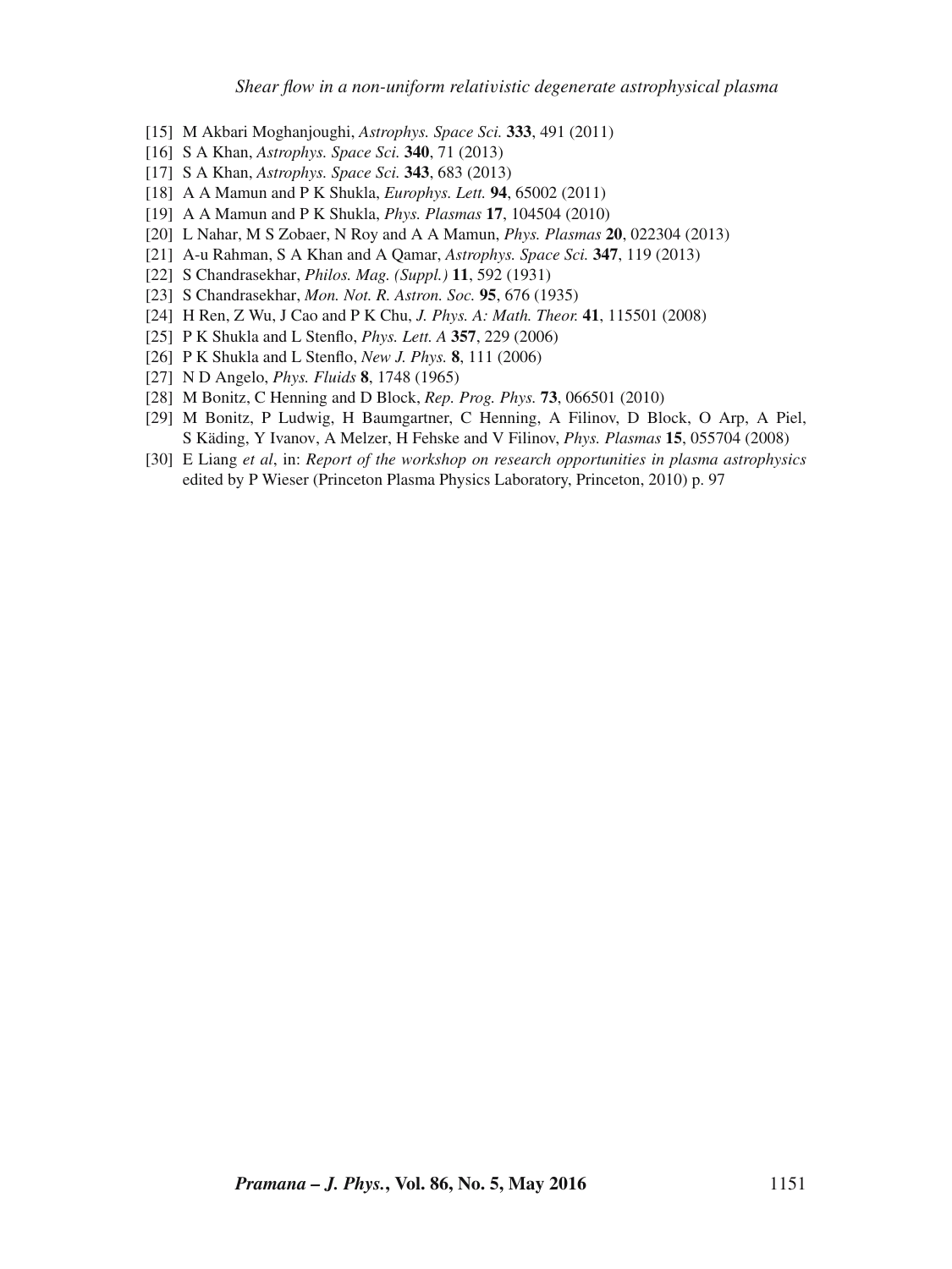[15] M Akbari Moghanjoughi, *Astrophys. Space Sci.* **333**, 491 (2011)

[16] S A Khan, *Astrophys. Space Sci.* **340**, 71 (2013)

[17] S A Khan, *Astrophys. Space Sci.* **343**, 683 (2013)

[18] A A Mamun and P K Shukla, *Europhys. Lett.* **94**, 65002 (2011)

[19] A A Mamun and P K Shukla, *Phys. Plasmas* **17**, 104504 (2010)

[20] L Nahar, M S Zobaer, N Roy and A A Mamun, *Phys. Plasmas* **20**, 022304 (2013)

[21] A-u Rahman, S A Khan and A Qamar, *Astrophys. Space Sci.* **347**, 119 (2013)

[22] S Chandrasekhar, *Philos. Mag. (Suppl.)* **11**, 592 (1931)

[23] S Chandrasekhar, *Mon. Not. R. Astron. Soc.* **95**, 676 (1935)

[24] H Ren, Z Wu, J Cao and P K Chu, *J. Phys. A: Math. Theor.* **41**, 115501 (2008)

[25] P K Shukla and L Stenflo, *Phys. Lett. A* **357**, 229 (2006)

[26] P K Shukla and L Stenflo, *New J. Phys.* **8**, 111 (2006)

[27] N D Angelo, *Phys. Fluids* **8**, 1748 (1965)

[28] M Bonitz, C Henning and D Block, *Rep. Prog. Phys.* **73**, 066501 (2010)

[29] M Bonitz, P Ludwig, H Baumgartner, C Henning, A Filinov, D Block, O Arp, A Piel, S Käding, Y Ivanov, A Melzer, H Fehske and V Filinov, *Phys. Plasmas* **15**, 055704 (2008)

[30] E Liang *et al*, in: *Report of the workshop on research opportunities in plasma astrophysics* edited by P Wieser (Princeton Plasma Physics Laboratory, Princeton, 2010) p. 97